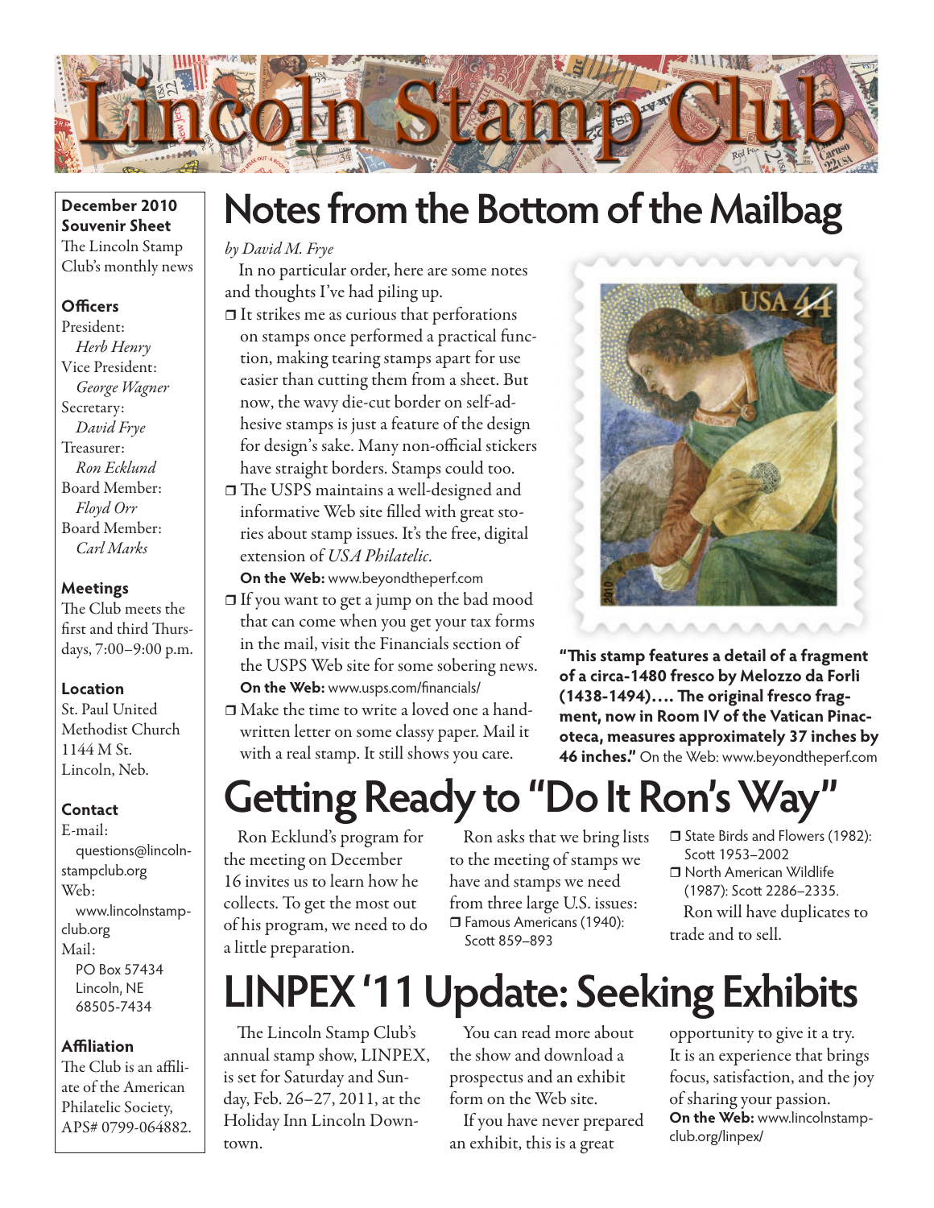# Lincoln Stamp Club

**December 2010 Souvenir Sheet**
The Lincoln Stamp Club's monthly news

### Officers

President:
*Herb Henry*
Vice President:
*George Wagner*
Secretary:
*David Frye*
Treasurer:
*Ron Ecklund*
Board Member:
*Floyd Orr*
Board Member:
*Carl Marks*

### Meetings

The Club meets the first and third Thursdays, 7:00–9:00 p.m.

### Location

St. Paul United Methodist Church
1144 M St.
Lincoln, Neb.

### Contact

E-mail:
questions@lincolnstampclub.org
Web:
www.lincolnstampclub.org
Mail:
PO Box 57434
Lincoln, NE
68505-7434

### Affiliation

The Club is an affiliate of the American Philatelic Society, APS# 0799-064882.

## Notes from the Bottom of the Mailbag

*by David M. Frye*

In no particular order, here are some notes and thoughts I've had piling up.

- It strikes me as curious that perforations on stamps once performed a practical function, making tearing stamps apart for use easier than cutting them from a sheet. But now, the wavy die-cut border on self-adhesive stamps is just a feature of the design for design's sake. Many non-official stickers have straight borders. Stamps could too.
- The USPS maintains a well-designed and informative Web site filled with great stories about stamp issues. It's the free, digital extension of *USA Philatelic*.
  **On the Web:** www.beyondtheperf.com
- If you want to get a jump on the bad mood that can come when you get your tax forms in the mail, visit the Financials section of the USPS Web site for some sobering news.
  **On the Web:** www.usps.com/financials/
- Make the time to write a loved one a handwritten letter on some classy paper. Mail it with a real stamp. It still shows you care.

**"This stamp features a detail of a fragment of a circa-1480 fresco by Melozzo da Forli (1438-1494)…. The original fresco fragment, now in Room IV of the Vatican Pinacoteca, measures approximately 37 inches by 46 inches."** On the Web: www.beyondtheperf.com

## Getting Ready to "Do It Ron's Way"

Ron Ecklund's program for the meeting on December 16 invites us to learn how he collects. To get the most out of his program, we need to do a little preparation.

Ron asks that we bring lists to the meeting of stamps we have and stamps we need from three large U.S. issues:

- Famous Americans (1940): Scott 859–893
- State Birds and Flowers (1982): Scott 1953–2002
- North American Wildlife (1987): Scott 2286–2335.

Ron will have duplicates to trade and to sell.

## LINPEX '11 Update: Seeking Exhibits

The Lincoln Stamp Club's annual stamp show, LINPEX, is set for Saturday and Sunday, Feb. 26–27, 2011, at the Holiday Inn Lincoln Downtown.

You can read more about the show and download a prospectus and an exhibit form on the Web site.

If you have never prepared an exhibit, this is a great opportunity to give it a try. It is an experience that brings focus, satisfaction, and the joy of sharing your passion.

**On the Web:** www.lincolnstampclub.org/linpex/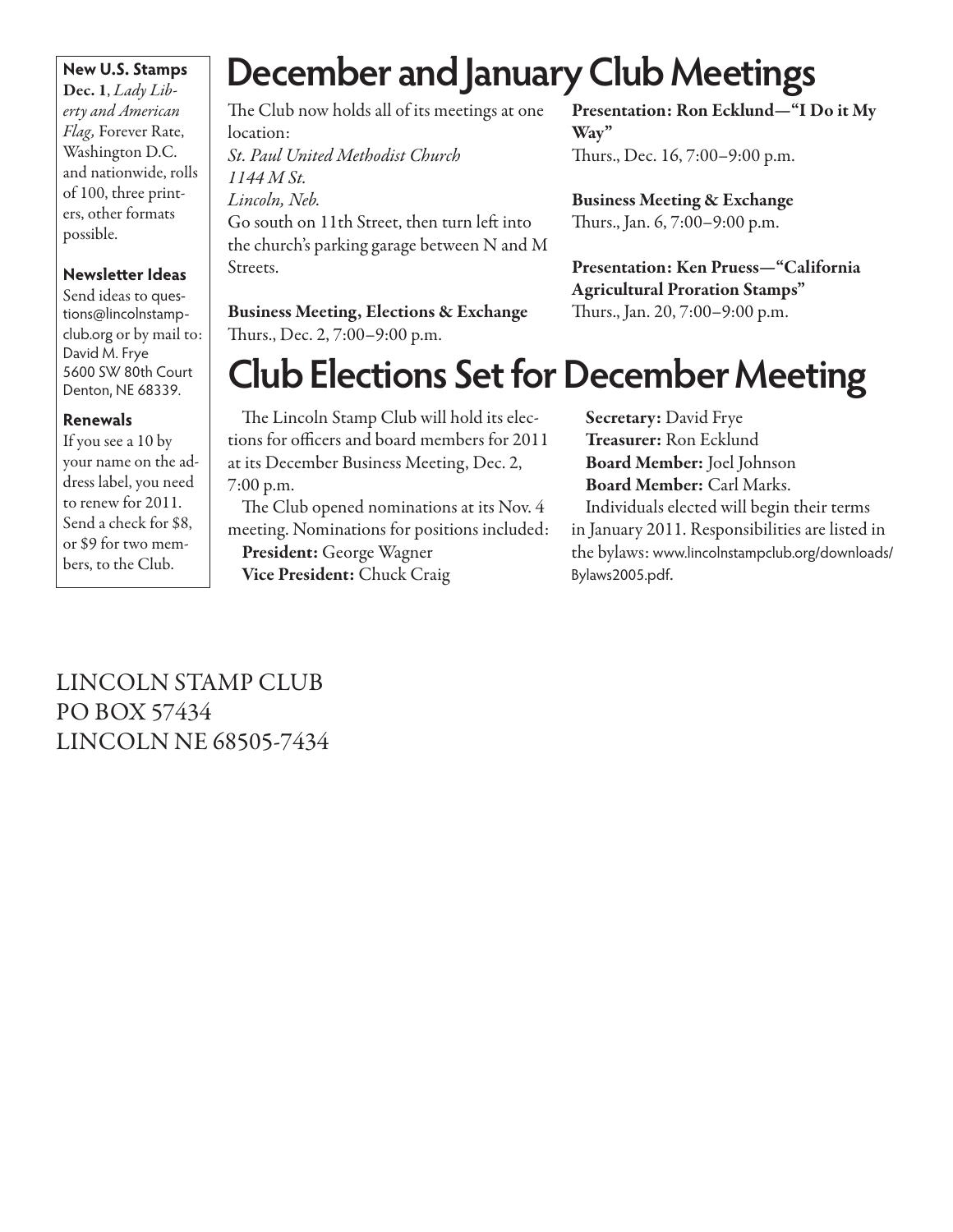**New U.S. Stamps**

**Dec. 1**, *Lady Liberty and American Flag,* Forever Rate, Washington D.C. and nationwide, rolls of 100, three printers, other formats possible.

**Newsletter Ideas**

Send ideas to questions@lincolnstampclub.org or by mail to: David M. Frye 5600 SW 80th Court Denton, NE 68339.

**Renewals**

If you see a 10 by your name on the address label, you need to renew for 2011. Send a check for $8, or $9 for two members, to the Club.

# December and January Club Meetings

The Club now holds all of its meetings at one location:
*St. Paul United Methodist Church*
*1144 M St.*
*Lincoln, Neb.*
Go south on 11th Street, then turn left into the church's parking garage between N and M Streets.

**Business Meeting, Elections & Exchange**
Thurs., Dec. 2, 7:00–9:00 p.m.

**Presentation: Ron Ecklund—"I Do it My Way"**
Thurs., Dec. 16, 7:00–9:00 p.m.

**Business Meeting & Exchange**
Thurs., Jan. 6, 7:00–9:00 p.m.

**Presentation: Ken Pruess—"California Agricultural Proration Stamps"**
Thurs., Jan. 20, 7:00–9:00 p.m.

# Club Elections Set for December Meeting

The Lincoln Stamp Club will hold its elections for officers and board members for 2011 at its December Business Meeting, Dec. 2, 7:00 p.m.

The Club opened nominations at its Nov. 4 meeting. Nominations for positions included:

**President:** George Wagner
**Vice President:** Chuck Craig
**Secretary:** David Frye
**Treasurer:** Ron Ecklund
**Board Member:** Joel Johnson
**Board Member:** Carl Marks.

Individuals elected will begin their terms in January 2011. Responsibilities are listed in the bylaws: www.lincolnstampclub.org/downloads/Bylaws2005.pdf.

LINCOLN STAMP CLUB
PO BOX 57434
LINCOLN NE 68505-7434